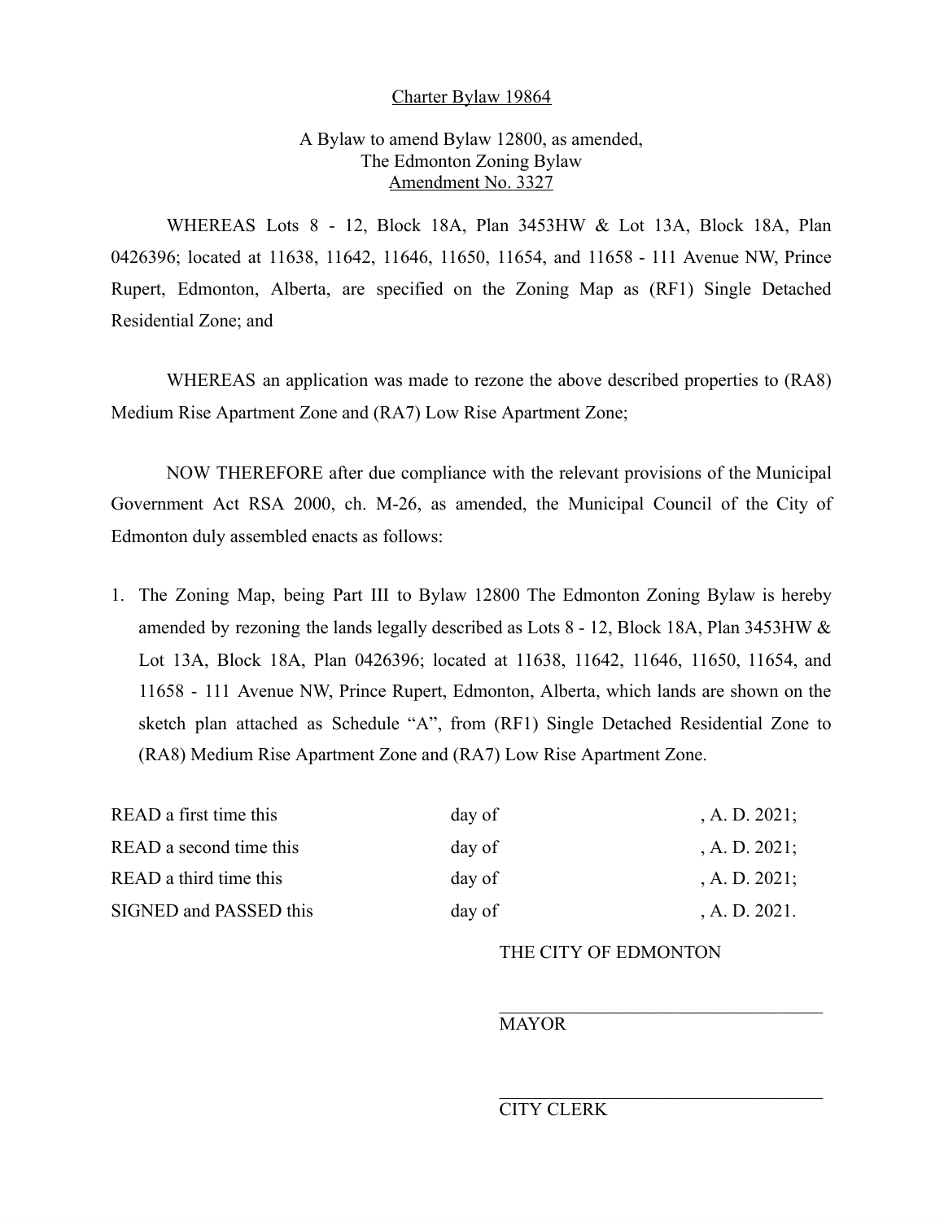<u>Charter Bylaw 19864</u>

A Bylaw to amend Bylaw 12800, as amended,
The Edmonton Zoning Bylaw
<u>Amendment No. 3327</u>

WHEREAS Lots 8 - 12, Block 18A, Plan 3453HW & Lot 13A, Block 18A, Plan 0426396; located at 11638, 11642, 11646, 11650, 11654, and 11658 - 111 Avenue NW, Prince Rupert, Edmonton, Alberta, are specified on the Zoning Map as (RF1) Single Detached Residential Zone; and

WHEREAS an application was made to rezone the above described properties to (RA8) Medium Rise Apartment Zone and (RA7) Low Rise Apartment Zone;

NOW THEREFORE after due compliance with the relevant provisions of the Municipal Government Act RSA 2000, ch. M-26, as amended, the Municipal Council of the City of Edmonton duly assembled enacts as follows:

1. The Zoning Map, being Part III to Bylaw 12800 The Edmonton Zoning Bylaw is hereby amended by rezoning the lands legally described as Lots 8 - 12, Block 18A, Plan 3453HW & Lot 13A, Block 18A, Plan 0426396; located at 11638, 11642, 11646, 11650, 11654, and 11658 - 111 Avenue NW, Prince Rupert, Edmonton, Alberta, which lands are shown on the sketch plan attached as Schedule "A", from (RF1) Single Detached Residential Zone to (RA8) Medium Rise Apartment Zone and (RA7) Low Rise Apartment Zone.

| | | |
|---|---|---|
| READ a first time this | day of | , A. D. 2021; |
| READ a second time this | day of | , A. D. 2021; |
| READ a third time this | day of | , A. D. 2021; |
| SIGNED and PASSED this | day of | , A. D. 2021. |

THE CITY OF EDMONTON

_________________________________
MAYOR

_________________________________
CITY CLERK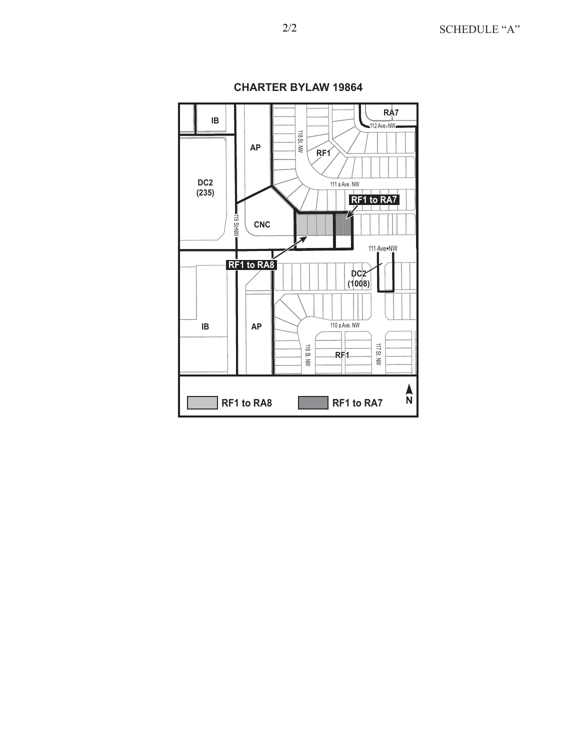SCHEDULE "A"

**CHARTER BYLAW 19864**

RA7

IB

112 Ave. NW

118 St. NW

AP

RF1

DC2
(235)

111 a Ave. NW

RF1 to RA7

119 St. NW

CNC

111 Ave. NW

RF1 to RA8

DC2
(1008)

IB

AP

110 a Ave. NW

118 St. NW

RF1

117 St. NW

RF1 to RA8

RF1 to RA7

N